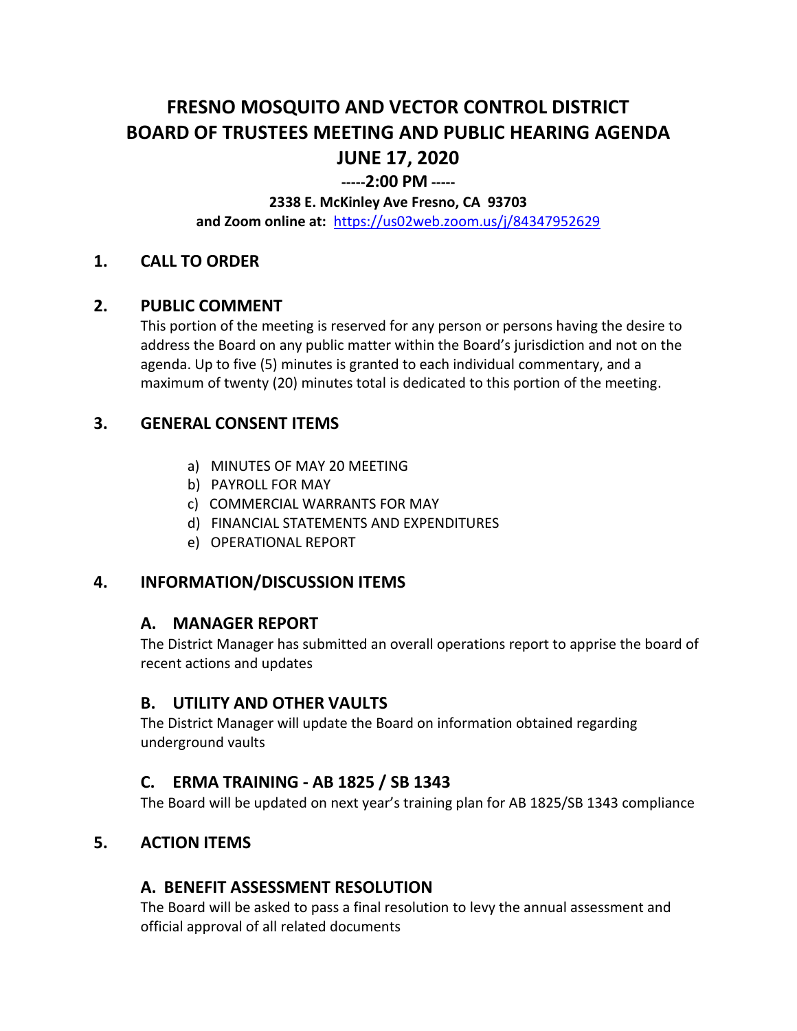# FRESNO MOSQUITO AND VECTOR CONTROL DISTRICT
# BOARD OF TRUSTEES MEETING AND PUBLIC HEARING AGENDA
# JUNE 17, 2020

**-----2:00 PM -----**

**2338 E. McKinley Ave Fresno, CA 93703**

**and Zoom online at:** https://us02web.zoom.us/j/84347952629

## 1. CALL TO ORDER

## 2. PUBLIC COMMENT

This portion of the meeting is reserved for any person or persons having the desire to address the Board on any public matter within the Board's jurisdiction and not on the agenda. Up to five (5) minutes is granted to each individual commentary, and a maximum of twenty (20) minutes total is dedicated to this portion of the meeting.

## 3. GENERAL CONSENT ITEMS

a) MINUTES OF MAY 20 MEETING
b) PAYROLL FOR MAY
c) COMMERCIAL WARRANTS FOR MAY
d) FINANCIAL STATEMENTS AND EXPENDITURES
e) OPERATIONAL REPORT

## 4. INFORMATION/DISCUSSION ITEMS

### A. MANAGER REPORT

The District Manager has submitted an overall operations report to apprise the board of recent actions and updates

### B. UTILITY AND OTHER VAULTS

The District Manager will update the Board on information obtained regarding underground vaults

### C. ERMA TRAINING - AB 1825 / SB 1343

The Board will be updated on next year's training plan for AB 1825/SB 1343 compliance

## 5. ACTION ITEMS

### A. BENEFIT ASSESSMENT RESOLUTION

The Board will be asked to pass a final resolution to levy the annual assessment and official approval of all related documents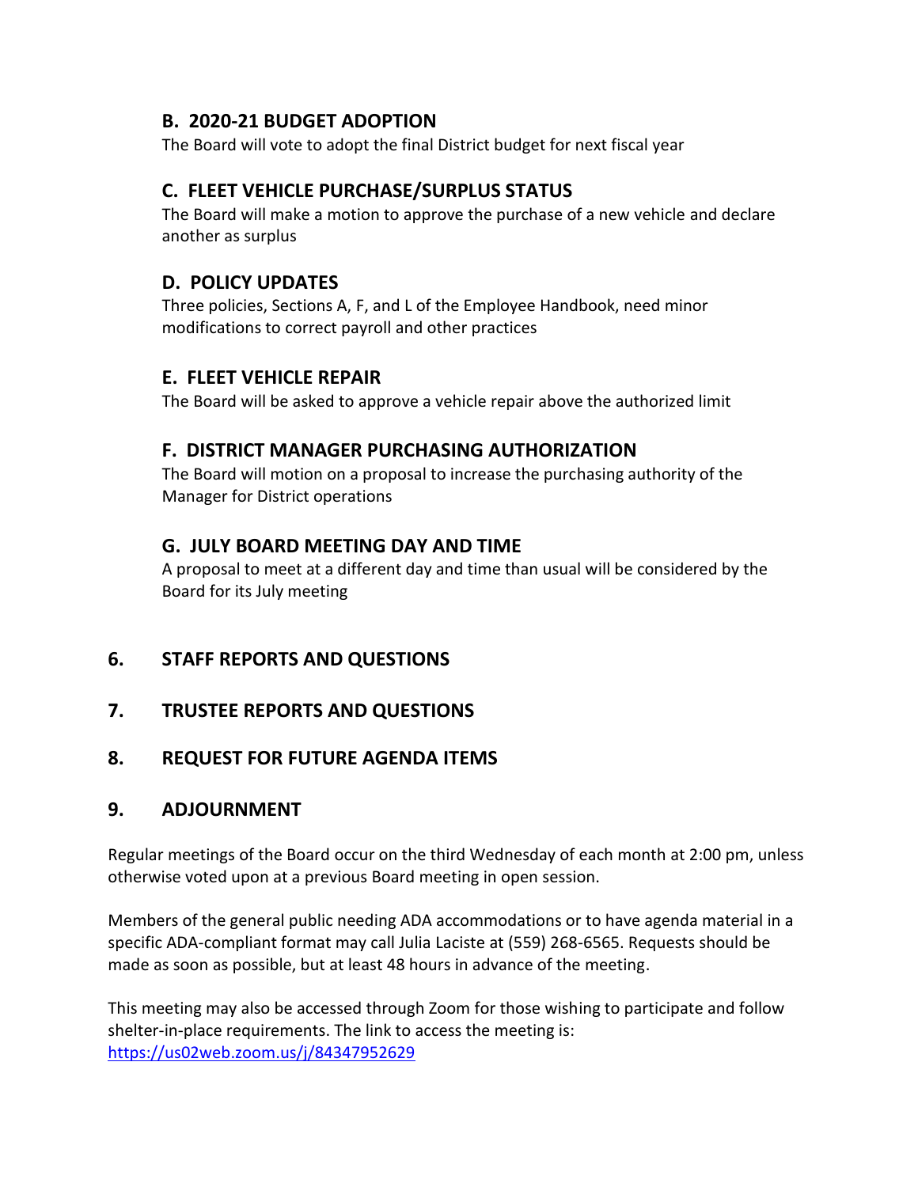### B. 2020-21 BUDGET ADOPTION

The Board will vote to adopt the final District budget for next fiscal year

### C. FLEET VEHICLE PURCHASE/SURPLUS STATUS

The Board will make a motion to approve the purchase of a new vehicle and declare another as surplus

### D. POLICY UPDATES

Three policies, Sections A, F, and L of the Employee Handbook, need minor modifications to correct payroll and other practices

### E. FLEET VEHICLE REPAIR

The Board will be asked to approve a vehicle repair above the authorized limit

### F. DISTRICT MANAGER PURCHASING AUTHORIZATION

The Board will motion on a proposal to increase the purchasing authority of the Manager for District operations

### G. JULY BOARD MEETING DAY AND TIME

A proposal to meet at a different day and time than usual will be considered by the Board for its July meeting

## 6. STAFF REPORTS AND QUESTIONS

## 7. TRUSTEE REPORTS AND QUESTIONS

## 8. REQUEST FOR FUTURE AGENDA ITEMS

## 9. ADJOURNMENT

Regular meetings of the Board occur on the third Wednesday of each month at 2:00 pm, unless otherwise voted upon at a previous Board meeting in open session.

Members of the general public needing ADA accommodations or to have agenda material in a specific ADA-compliant format may call Julia Laciste at (559) 268-6565. Requests should be made as soon as possible, but at least 48 hours in advance of the meeting.

This meeting may also be accessed through Zoom for those wishing to participate and follow shelter-in-place requirements. The link to access the meeting is: https://us02web.zoom.us/j/84347952629